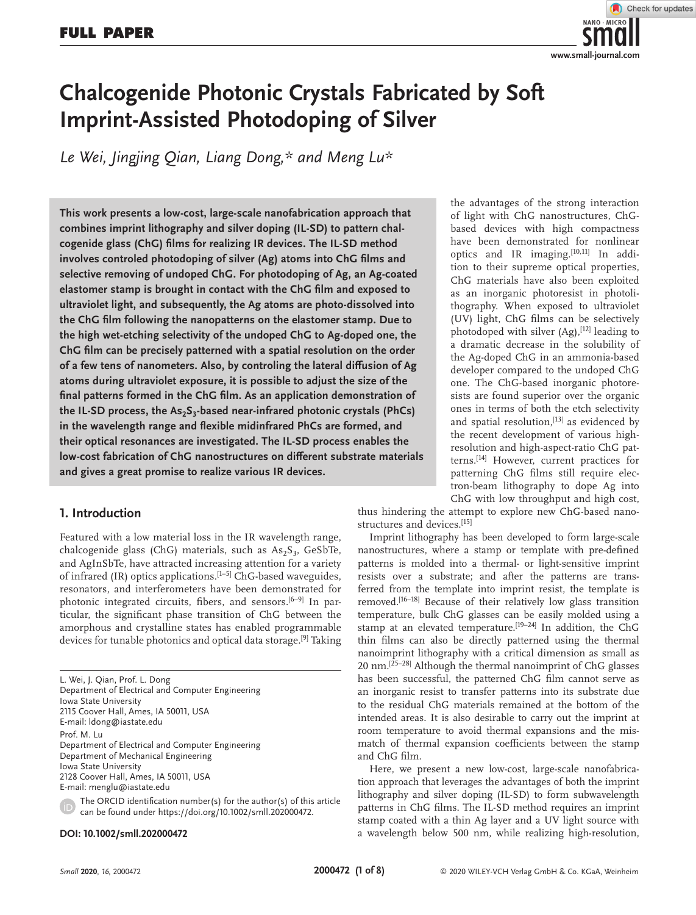# Chalcogenide Photonic Crystals Fabricated by Soft Imprint-Assisted Photodoping of Silver

*Le Wei, Jingjing Qian, Liang Dong,\* and Meng Lu\**

**This work presents a low-cost, large-scale nanofabrication approach that combines imprint lithography and silver doping (IL-SD) to pattern chalcogenide glass (ChG) films for realizing IR devices. The IL-SD method involves controled photodoping of silver (Ag) atoms into ChG films and selective removing of undoped ChG. For photodoping of Ag, an Ag-coated elastomer stamp is brought in contact with the ChG film and exposed to ultraviolet light, and subsequently, the Ag atoms are photo-dissolved into the ChG film following the nanopatterns on the elastomer stamp. Due to the high wet-etching selectivity of the undoped ChG to Ag-doped one, the ChG film can be precisely patterned with a spatial resolution on the order of a few tens of nanometers. Also, by controling the lateral diffusion of Ag atoms during ultraviolet exposure, it is possible to adjust the size of the final patterns formed in the ChG film. As an application demonstration of the IL-SD process, the $As_2S_3$-based near-infrared photonic crystals (PhCs) in the wavelength range and flexible midinfrared PhCs are formed, and their optical resonances are investigated. The IL-SD process enables the low-cost fabrication of ChG nanostructures on different substrate materials and gives a great promise to realize various IR devices.**

## 1. Introduction

Featured with a low material loss in the IR wavelength range, chalcogenide glass (ChG) materials, such as $As_2S_3$, GeSbTe, and AgInSbTe, have attracted increasing attention for a variety of infrared (IR) optics applications.[1–5] ChG-based waveguides, resonators, and interferometers have been demonstrated for photonic integrated circuits, fibers, and sensors.[6–9] In particular, the significant phase transition of ChG between the amorphous and crystalline states has enabled programmable devices for tunable photonics and optical data storage.[9] Taking the advantages of the strong interaction of light with ChG nanostructures, ChG-based devices with high compactness have been demonstrated for nonlinear optics and IR imaging.[10,11] In addition to their supreme optical properties, ChG materials have also been exploited as an inorganic photoresist in photolithography. When exposed to ultraviolet (UV) light, ChG films can be selectively photodoped with silver (Ag),[12] leading to a dramatic decrease in the solubility of the Ag-doped ChG in an ammonia-based developer compared to the undoped ChG one. The ChG-based inorganic photoresists are found superior over the organic ones in terms of both the etch selectivity and spatial resolution,[13] as evidenced by the recent development of various high-resolution and high-aspect-ratio ChG patterns.[14] However, current practices for patterning ChG films still require electron-beam lithography to dope Ag into ChG with low throughput and high cost, thus hindering the attempt to explore new ChG-based nanostructures and devices.[15]

Imprint lithography has been developed to form large-scale nanostructures, where a stamp or template with pre-defined patterns is molded into a thermal- or light-sensitive imprint resists over a substrate; and after the patterns are transferred from the template into imprint resist, the template is removed.[16–18] Because of their relatively low glass transition temperature, bulk ChG glasses can be easily molded using a stamp at an elevated temperature.[19–24] In addition, the ChG thin films can also be directly patterned using the thermal nanoimprint lithography with a critical dimension as small as 20 nm.[25–28] Although the thermal nanoimprint of ChG glasses has been successful, the patterned ChG film cannot serve as an inorganic resist to transfer patterns into its substrate due to the residual ChG materials remained at the bottom of the intended areas. It is also desirable to carry out the imprint at room temperature to avoid thermal expansions and the mismatch of thermal expansion coefficients between the stamp and ChG film.

Here, we present a new low-cost, large-scale nanofabrication approach that leverages the advantages of both the imprint lithography and silver doping (IL-SD) to form subwavelength patterns in ChG films. The IL-SD method requires an imprint stamp coated with a thin Ag layer and a UV light source with a wavelength below 500 nm, while realizing high-resolution,

L. Wei, J. Qian, Prof. L. Dong
Department of Electrical and Computer Engineering
Iowa State University
2115 Coover Hall, Ames, IA 50011, USA
E-mail: ldong@iastate.edu

Prof. M. Lu
Department of Electrical and Computer Engineering
Department of Mechanical Engineering
Iowa State University
2128 Coover Hall, Ames, IA 50011, USA
E-mail: menglu@iastate.edu

The ORCID identification number(s) for the author(s) of this article can be found under https://doi.org/10.1002/smll.202000472.

**DOI: 10.1002/smll.202000472**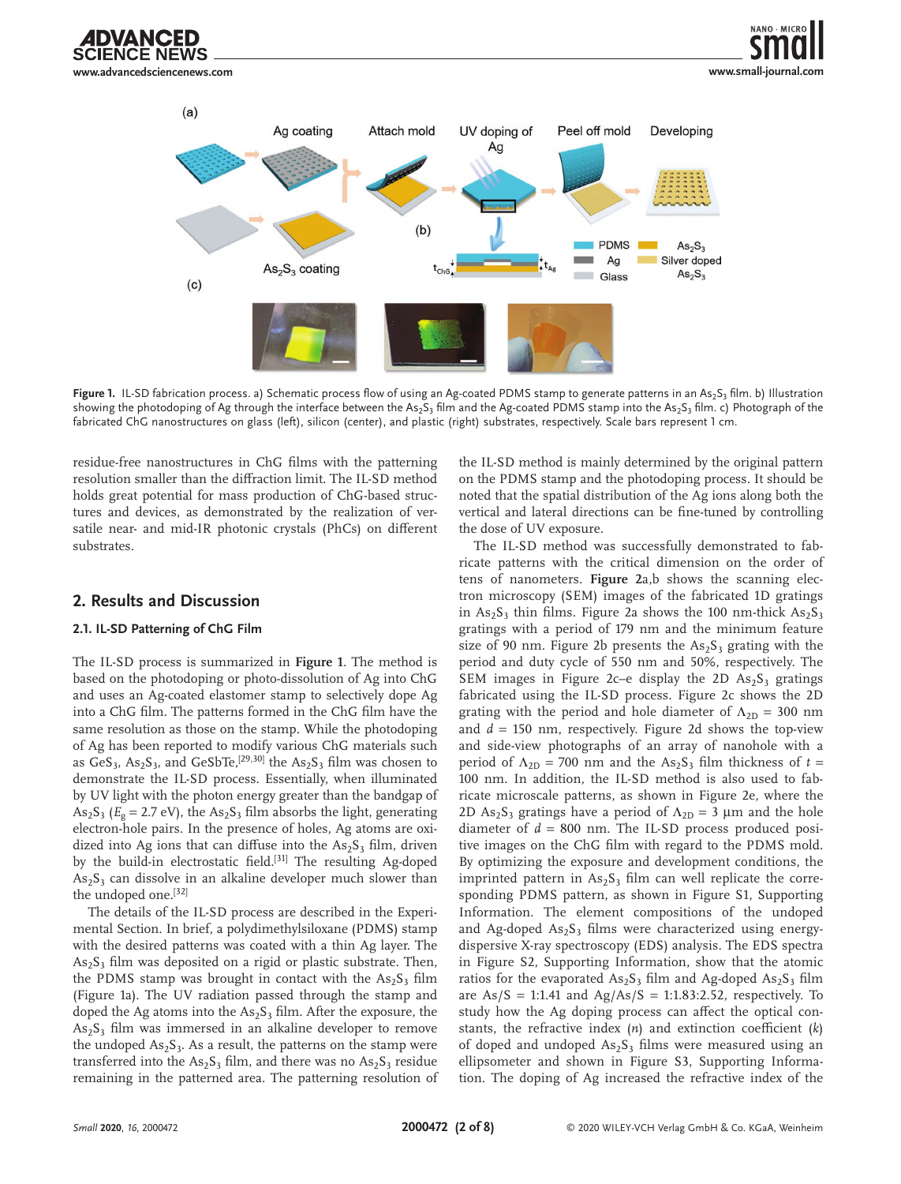Figure 1. IL-SD fabrication process. a) Schematic process flow of using an Ag-coated PDMS stamp to generate patterns in an $As_2S_3$ film. b) Illustration showing the photodoping of Ag through the interface between the $As_2S_3$ film and the Ag-coated PDMS stamp into the $As_2S_3$ film. c) Photograph of the fabricated ChG nanostructures on glass (left), silicon (center), and plastic (right) substrates, respectively. Scale bars represent 1 cm.

residue-free nanostructures in ChG films with the patterning resolution smaller than the diffraction limit. The IL-SD method holds great potential for mass production of ChG-based structures and devices, as demonstrated by the realization of versatile near- and mid-IR photonic crystals (PhCs) on different substrates.

## 2. Results and Discussion

### 2.1. IL-SD Patterning of ChG Film

The IL-SD process is summarized in **Figure 1**. The method is based on the photodoping or photo-dissolution of Ag into ChG and uses an Ag-coated elastomer stamp to selectively dope Ag into a ChG film. The patterns formed in the ChG film have the same resolution as those on the stamp. While the photodoping of Ag has been reported to modify various ChG materials such as $GeS_3$, $As_2S_3$, and GeSbTe,[29,30] the $As_2S_3$ film was chosen to demonstrate the IL-SD process. Essentially, when illuminated by UV light with the photon energy greater than the bandgap of $As_2S_3$ ($E_g$ = 2.7 eV), the $As_2S_3$ film absorbs the light, generating electron-hole pairs. In the presence of holes, Ag atoms are oxidized into Ag ions that can diffuse into the $As_2S_3$ film, driven by the build-in electrostatic field.[31] The resulting Ag-doped $As_2S_3$ can dissolve in an alkaline developer much slower than the undoped one.[32]

The details of the IL-SD process are described in the Experimental Section. In brief, a polydimethylsiloxane (PDMS) stamp with the desired patterns was coated with a thin Ag layer. The $As_2S_3$ film was deposited on a rigid or plastic substrate. Then, the PDMS stamp was brought in contact with the $As_2S_3$ film (Figure 1a). The UV radiation passed through the stamp and doped the Ag atoms into the $As_2S_3$ film. After the exposure, the $As_2S_3$ film was immersed in an alkaline developer to remove the undoped $As_2S_3$. As a result, the patterns on the stamp were transferred into the $As_2S_3$ film, and there was no $As_2S_3$ residue remaining in the patterned area. The patterning resolution of the IL-SD method is mainly determined by the original pattern on the PDMS stamp and the photodoping process. It should be noted that the spatial distribution of the Ag ions along both the vertical and lateral directions can be fine-tuned by controlling the dose of UV exposure.

The IL-SD method was successfully demonstrated to fabricate patterns with the critical dimension on the order of tens of nanometers. **Figure 2**a,b shows the scanning electron microscopy (SEM) images of the fabricated 1D gratings in $As_2S_3$ thin films. Figure 2a shows the 100 nm-thick $As_2S_3$ gratings with a period of 179 nm and the minimum feature size of 90 nm. Figure 2b presents the $As_2S_3$ grating with the period and duty cycle of 550 nm and 50%, respectively. The SEM images in Figure 2c–e display the 2D $As_2S_3$ gratings fabricated using the IL-SD process. Figure 2c shows the 2D grating with the period and hole diameter of $\Lambda_{2D}$ = 300 nm and $d$ = 150 nm, respectively. Figure 2d shows the top-view and side-view photographs of an array of nanohole with a period of $\Lambda_{2D}$ = 700 nm and the $As_2S_3$ film thickness of $t$ = 100 nm. In addition, the IL-SD method is also used to fabricate microscale patterns, as shown in Figure 2e, where the 2D $As_2S_3$ gratings have a period of $\Lambda_{2D}$ = 3 µm and the hole diameter of $d$ = 800 nm. The IL-SD process produced positive images on the ChG film with regard to the PDMS mold. By optimizing the exposure and development conditions, the imprinted pattern in $As_2S_3$ film can well replicate the corresponding PDMS pattern, as shown in Figure S1, Supporting Information. The element compositions of the undoped and Ag-doped $As_2S_3$ films were characterized using energy-dispersive X-ray spectroscopy (EDS) analysis. The EDS spectra in Figure S2, Supporting Information, show that the atomic ratios for the evaporated $As_2S_3$ film and Ag-doped $As_2S_3$ film are As/S = 1:1.41 and Ag/As/S = 1:1.83:2.52, respectively. To study how the Ag doping process can affect the optical constants, the refractive index ($n$) and extinction coefficient ($k$) of doped and undoped $As_2S_3$ films were measured using an ellipsometer and shown in Figure S3, Supporting Information. The doping of Ag increased the refractive index of the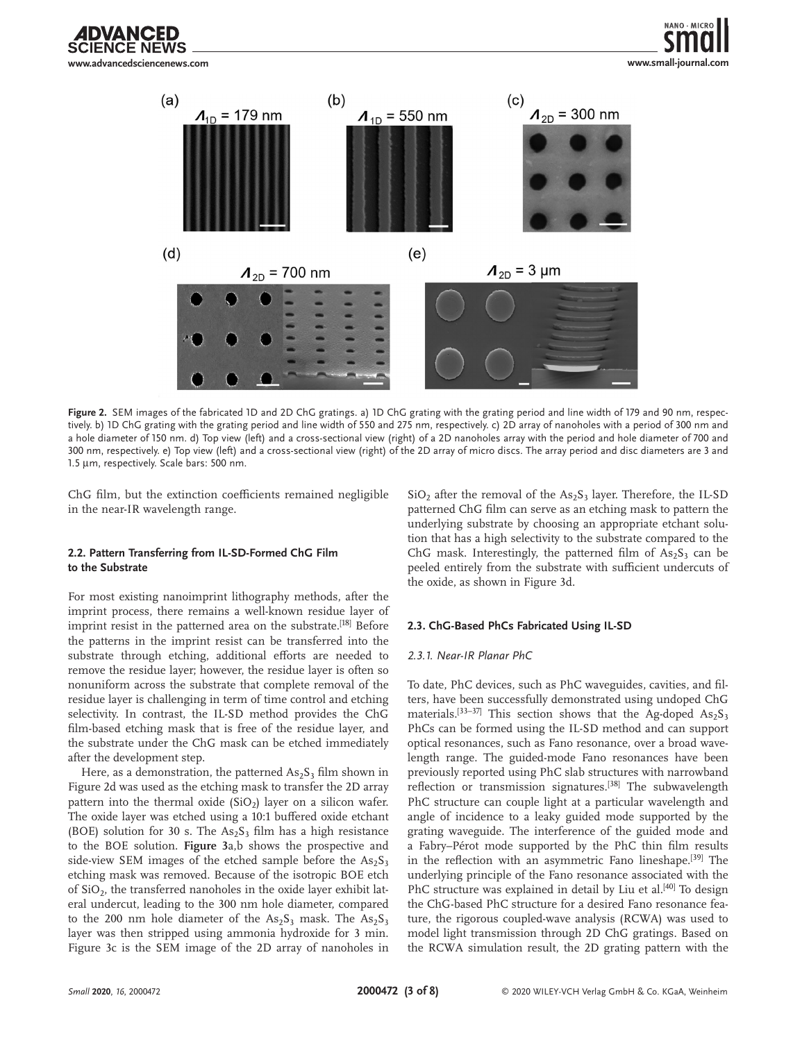**Figure 2.** SEM images of the fabricated 1D and 2D ChG gratings. a) 1D ChG grating with the grating period and line width of 179 and 90 nm, respectively. b) 1D ChG grating with the grating period and line width of 550 and 275 nm, respectively. c) 2D array of nanoholes with a period of 300 nm and a hole diameter of 150 nm. d) Top view (left) and a cross-sectional view (right) of a 2D nanoholes array with the period and hole diameter of 700 and 300 nm, respectively. e) Top view (left) and a cross-sectional view (right) of the 2D array of micro discs. The array period and disc diameters are 3 and 1.5 µm, respectively. Scale bars: 500 nm.

ChG film, but the extinction coefficients remained negligible in the near-IR wavelength range.

### 2.2. Pattern Transferring from IL-SD-Formed ChG Film to the Substrate

For most existing nanoimprint lithography methods, after the imprint process, there remains a well-known residue layer of imprint resist in the patterned area on the substrate.[18] Before the patterns in the imprint resist can be transferred into the substrate through etching, additional efforts are needed to remove the residue layer; however, the residue layer is often so nonuniform across the substrate that complete removal of the residue layer is challenging in term of time control and etching selectivity. In contrast, the IL-SD method provides the ChG film-based etching mask that is free of the residue layer, and the substrate under the ChG mask can be etched immediately after the development step.

Here, as a demonstration, the patterned $As_2S_3$ film shown in Figure 2d was used as the etching mask to transfer the 2D array pattern into the thermal oxide ($SiO_2$) layer on a silicon wafer. The oxide layer was etched using a 10:1 buffered oxide etchant (BOE) solution for 30 s. The $As_2S_3$ film has a high resistance to the BOE solution. **Figure 3**a,b shows the prospective and side-view SEM images of the etched sample before the $As_2S_3$ etching mask was removed. Because of the isotropic BOE etch of $SiO_2$, the transferred nanoholes in the oxide layer exhibit lateral undercut, leading to the 300 nm hole diameter, compared to the 200 nm hole diameter of the $As_2S_3$ mask. The $As_2S_3$ layer was then stripped using ammonia hydroxide for 3 min. Figure 3c is the SEM image of the 2D array of nanoholes in $SiO_2$ after the removal of the $As_2S_3$ layer. Therefore, the IL-SD patterned ChG film can serve as an etching mask to pattern the underlying substrate by choosing an appropriate etchant solution that has a high selectivity to the substrate compared to the ChG mask. Interestingly, the patterned film of $As_2S_3$ can be peeled entirely from the substrate with sufficient undercuts of the oxide, as shown in Figure 3d.

### 2.3. ChG-Based PhCs Fabricated Using IL-SD

#### *2.3.1. Near-IR Planar PhC*

To date, PhC devices, such as PhC waveguides, cavities, and filters, have been successfully demonstrated using undoped ChG materials.[33–37] This section shows that the Ag-doped $As_2S_3$ PhCs can be formed using the IL-SD method and can support optical resonances, such as Fano resonance, over a broad wavelength range. The guided-mode Fano resonances have been previously reported using PhC slab structures with narrowband reflection or transmission signatures.[38] The subwavelength PhC structure can couple light at a particular wavelength and angle of incidence to a leaky guided mode supported by the grating waveguide. The interference of the guided mode and a Fabry–Pérot mode supported by the PhC thin film results in the reflection with an asymmetric Fano lineshape.[39] The underlying principle of the Fano resonance associated with the PhC structure was explained in detail by Liu et al.[40] To design the ChG-based PhC structure for a desired Fano resonance feature, the rigorous coupled-wave analysis (RCWA) was used to model light transmission through 2D ChG gratings. Based on the RCWA simulation result, the 2D grating pattern with the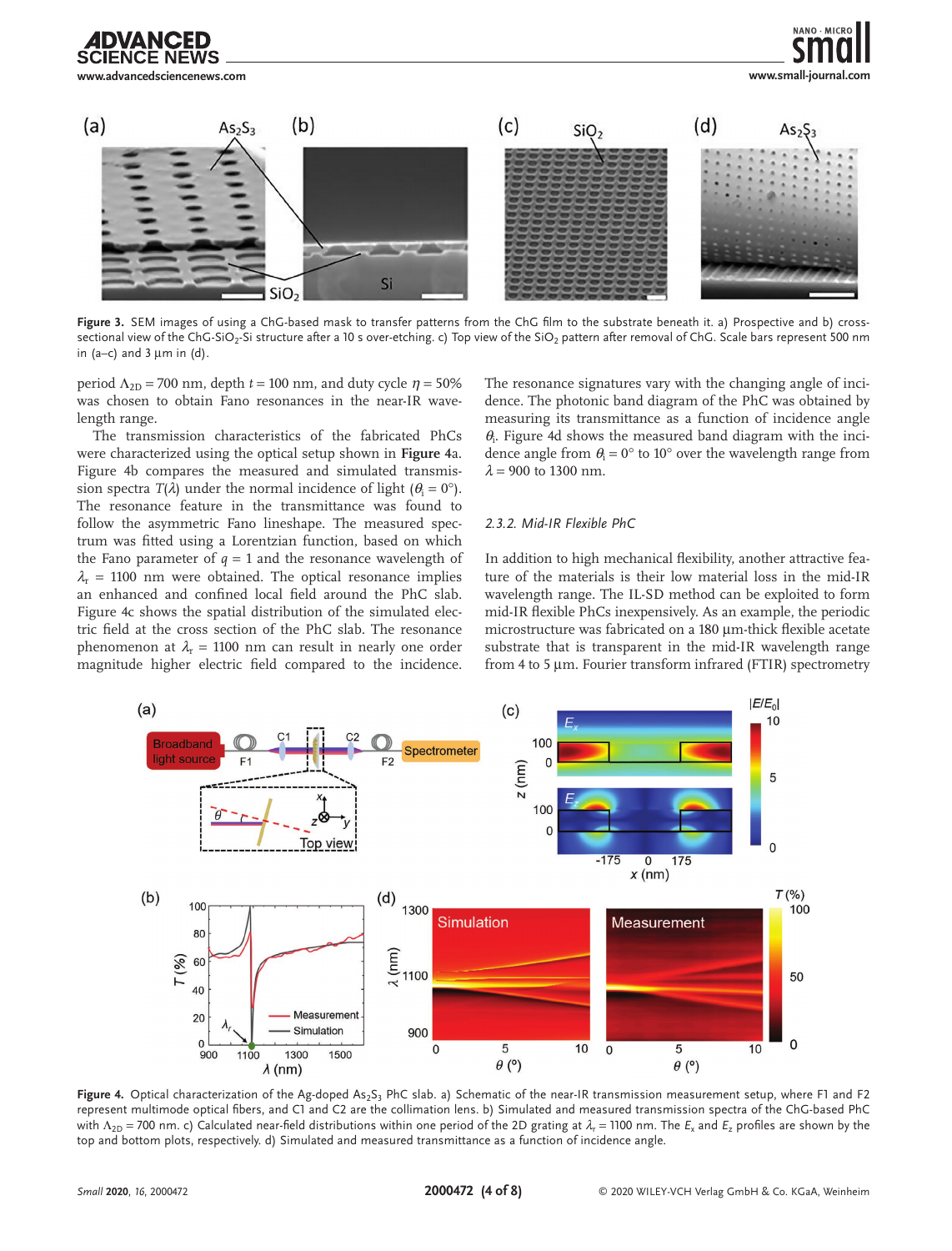Figure 3. SEM images of using a ChG-based mask to transfer patterns from the ChG film to the substrate beneath it. a) Prospective and b) cross-sectional view of the ChG-$SiO_2$-Si structure after a 10 s over-etching. c) Top view of the $SiO_2$ pattern after removal of ChG. Scale bars represent 500 nm in (a–c) and 3 µm in (d).

period $\Lambda_{2D}$ = 700 nm, depth $t$ = 100 nm, and duty cycle $\eta$ = 50% was chosen to obtain Fano resonances in the near-IR wavelength range.

The transmission characteristics of the fabricated PhCs were characterized using the optical setup shown in **Figure 4**a. Figure 4b compares the measured and simulated transmission spectra $T(\lambda)$ under the normal incidence of light ($\theta_i$ = 0°). The resonance feature in the transmittance was found to follow the asymmetric Fano lineshape. The measured spectrum was fitted using a Lorentzian function, based on which the Fano parameter of $q$ = 1 and the resonance wavelength of $\lambda_r$ = 1100 nm were obtained. The optical resonance implies an enhanced and confined local field around the PhC slab. Figure 4c shows the spatial distribution of the simulated electric field at the cross section of the PhC slab. The resonance phenomenon at $\lambda_r$ = 1100 nm can result in nearly one order magnitude higher electric field compared to the incidence. The resonance signatures vary with the changing angle of incidence. The photonic band diagram of the PhC was obtained by measuring its transmittance as a function of incidence angle $\theta_i$. Figure 4d shows the measured band diagram with the incidence angle from $\theta_i$ = 0° to 10° over the wavelength range from $\lambda$ = 900 to 1300 nm.

### 2.3.2. Mid-IR Flexible PhC

In addition to high mechanical flexibility, another attractive feature of the materials is their low material loss in the mid-IR wavelength range. The IL-SD method can be exploited to form mid-IR flexible PhCs inexpensively. As an example, the periodic microstructure was fabricated on a 180 µm-thick flexible acetate substrate that is transparent in the mid-IR wavelength range from 4 to 5 µm. Fourier transform infrared (FTIR) spectrometry

Figure 4. Optical characterization of the Ag-doped $As_2S_3$ PhC slab. a) Schematic of the near-IR transmission measurement setup, where F1 and F2 represent multimode optical fibers, and C1 and C2 are the collimation lens. b) Simulated and measured transmission spectra of the ChG-based PhC with $\Lambda_{2D}$ = 700 nm. c) Calculated near-field distributions within one period of the 2D grating at $\lambda_r$ = 1100 nm. The $E_x$ and $E_z$ profiles are shown by the top and bottom plots, respectively. d) Simulated and measured transmittance as a function of incidence angle.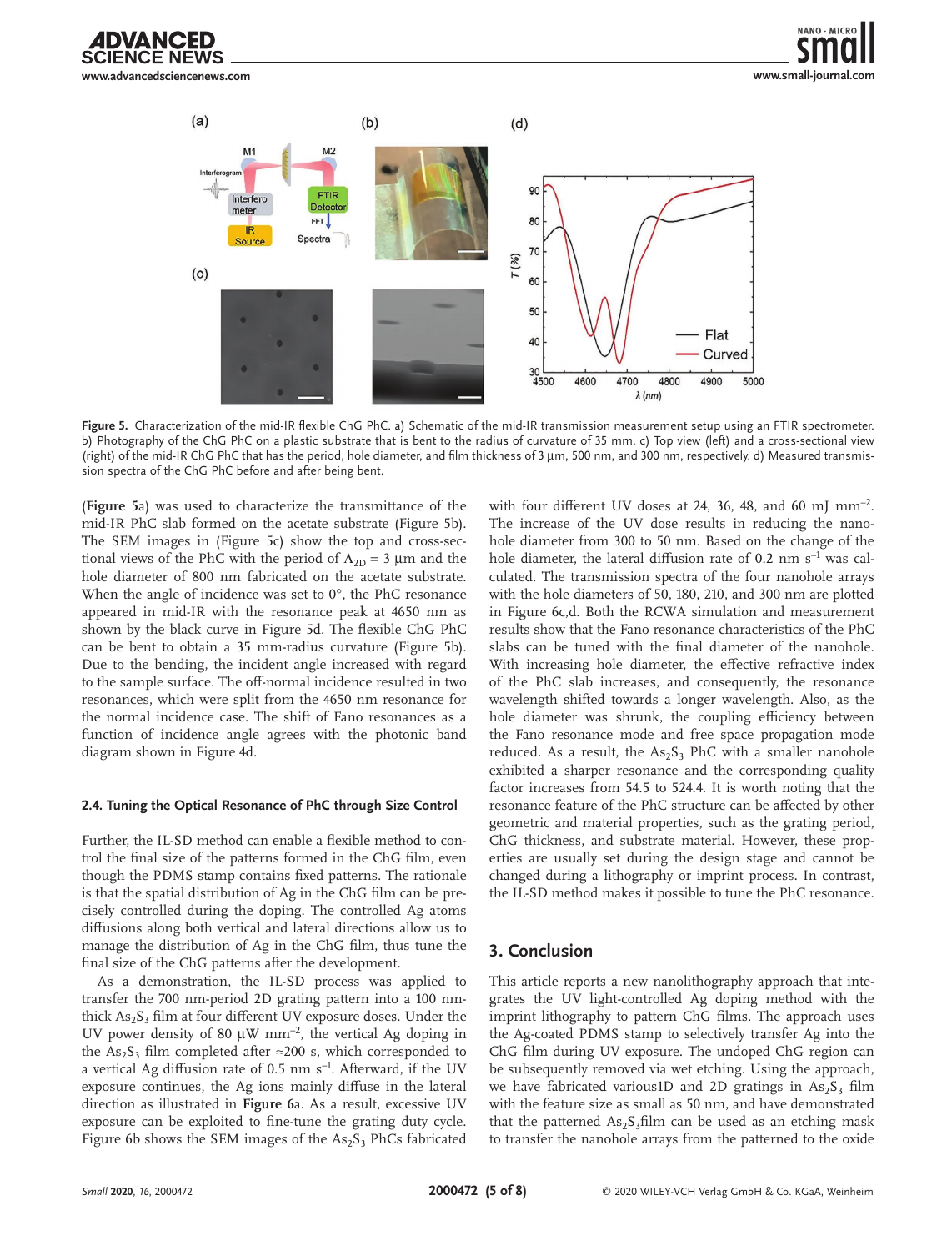Figure 5. Characterization of the mid-IR flexible ChG PhC. a) Schematic of the mid-IR transmission measurement setup using an FTIR spectrometer. b) Photography of the ChG PhC on a plastic substrate that is bent to the radius of curvature of 35 mm. c) Top view (left) and a cross-sectional view (right) of the mid-IR ChG PhC that has the period, hole diameter, and film thickness of 3 µm, 500 nm, and 300 nm, respectively. d) Measured transmission spectra of the ChG PhC before and after being bent.

(**Figure 5**a) was used to characterize the transmittance of the mid-IR PhC slab formed on the acetate substrate (Figure 5b). The SEM images in (Figure 5c) show the top and cross-sectional views of the PhC with the period of $\Lambda_{2D}$ = 3 µm and the hole diameter of 800 nm fabricated on the acetate substrate. When the angle of incidence was set to 0°, the PhC resonance appeared in mid-IR with the resonance peak at 4650 nm as shown by the black curve in Figure 5d. The flexible ChG PhC can be bent to obtain a 35 mm-radius curvature (Figure 5b). Due to the bending, the incident angle increased with regard to the sample surface. The off-normal incidence resulted in two resonances, which were split from the 4650 nm resonance for the normal incidence case. The shift of Fano resonances as a function of incidence angle agrees with the photonic band diagram shown in Figure 4d.

### 2.4. Tuning the Optical Resonance of PhC through Size Control

Further, the IL-SD method can enable a flexible method to control the final size of the patterns formed in the ChG film, even though the PDMS stamp contains fixed patterns. The rationale is that the spatial distribution of Ag in the ChG film can be precisely controlled during the doping. The controlled Ag atoms diffusions along both vertical and lateral directions allow us to manage the distribution of Ag in the ChG film, thus tune the final size of the ChG patterns after the development.

As a demonstration, the IL-SD process was applied to transfer the 700 nm-period 2D grating pattern into a 100 nm-thick $As_2S_3$ film at four different UV exposure doses. Under the UV power density of 80 µW mm$^{-2}$, the vertical Ag doping in the $As_2S_3$ film completed after ≈200 s, which corresponded to a vertical Ag diffusion rate of 0.5 nm s$^{-1}$. Afterward, if the UV exposure continues, the Ag ions mainly diffuse in the lateral direction as illustrated in **Figure 6**a. As a result, excessive UV exposure can be exploited to fine-tune the grating duty cycle. Figure 6b shows the SEM images of the $As_2S_3$ PhCs fabricated with four different UV doses at 24, 36, 48, and 60 mJ mm$^{-2}$. The increase of the UV dose results in reducing the nanohole diameter from 300 to 50 nm. Based on the change of the hole diameter, the lateral diffusion rate of 0.2 nm s$^{-1}$ was calculated. The transmission spectra of the four nanohole arrays with the hole diameters of 50, 180, 210, and 300 nm are plotted in Figure 6c,d. Both the RCWA simulation and measurement results show that the Fano resonance characteristics of the PhC slabs can be tuned with the final diameter of the nanohole. With increasing hole diameter, the effective refractive index of the PhC slab increases, and consequently, the resonance wavelength shifted towards a longer wavelength. Also, as the hole diameter was shrunk, the coupling efficiency between the Fano resonance mode and free space propagation mode reduced. As a result, the $As_2S_3$ PhC with a smaller nanohole exhibited a sharper resonance and the corresponding quality factor increases from 54.5 to 524.4. It is worth noting that the resonance feature of the PhC structure can be affected by other geometric and material properties, such as the grating period, ChG thickness, and substrate material. However, these properties are usually set during the design stage and cannot be changed during a lithography or imprint process. In contrast, the IL-SD method makes it possible to tune the PhC resonance.

## 3. Conclusion

This article reports a new nanolithography approach that integrates the UV light-controlled Ag doping method with the imprint lithography to pattern ChG films. The approach uses the Ag-coated PDMS stamp to selectively transfer Ag into the ChG film during UV exposure. The undoped ChG region can be subsequently removed via wet etching. Using the approach, we have fabricated various1D and 2D gratings in $As_2S_3$ film with the feature size as small as 50 nm, and have demonstrated that the patterned $As_2S_3$film can be used as an etching mask to transfer the nanohole arrays from the patterned to the oxide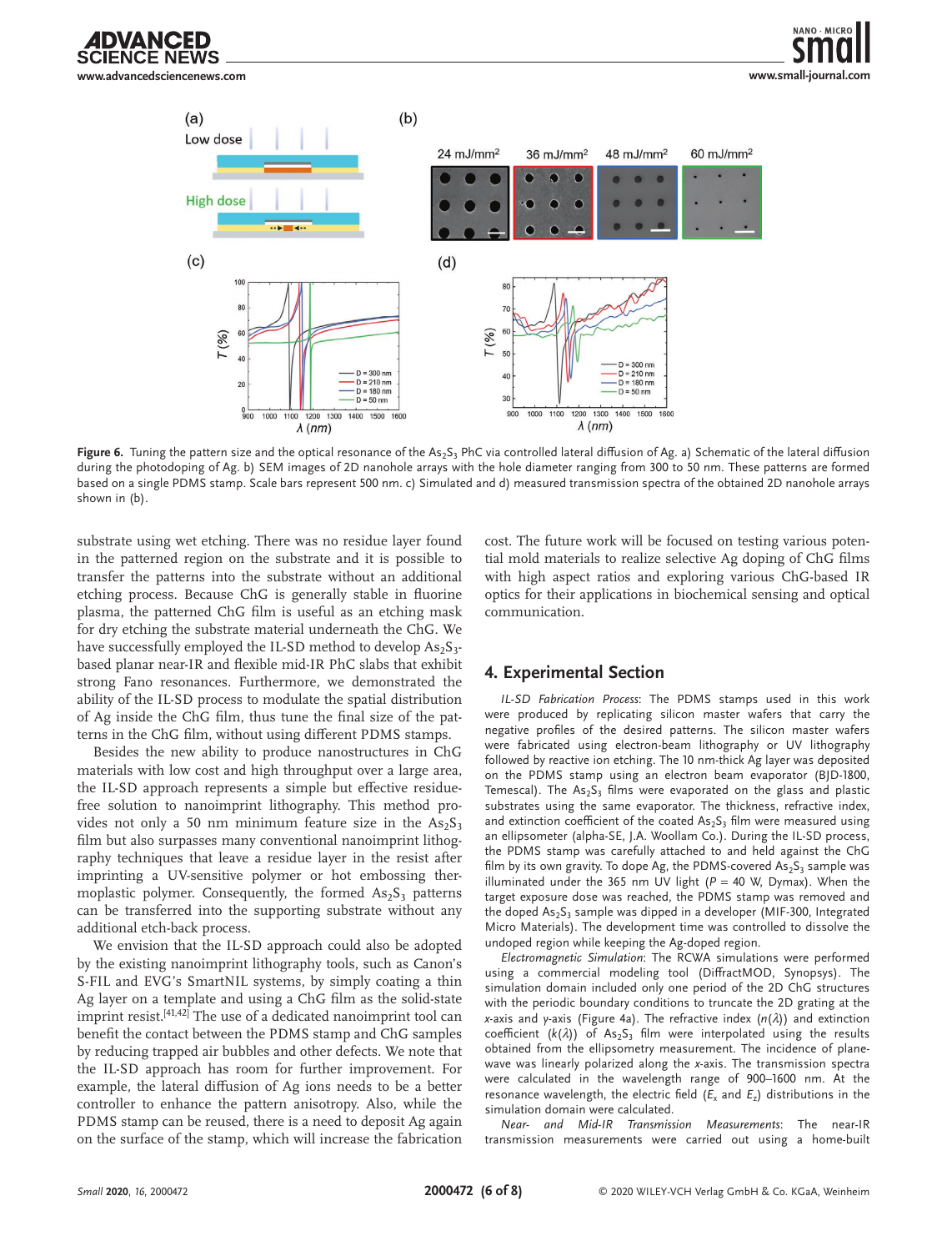**Figure 6.** Tuning the pattern size and the optical resonance of the $As_2S_3$ PhC via controlled lateral diffusion of Ag. a) Schematic of the lateral diffusion during the photodoping of Ag. b) SEM images of 2D nanohole arrays with the hole diameter ranging from 300 to 50 nm. These patterns are formed based on a single PDMS stamp. Scale bars represent 500 nm. c) Simulated and d) measured transmission spectra of the obtained 2D nanohole arrays shown in (b).

substrate using wet etching. There was no residue layer found in the patterned region on the substrate and it is possible to transfer the patterns into the substrate without an additional etching process. Because ChG is generally stable in fluorine plasma, the patterned ChG film is useful as an etching mask for dry etching the substrate material underneath the ChG. We have successfully employed the IL-SD method to develop $As_2S_3$-based planar near-IR and flexible mid-IR PhC slabs that exhibit strong Fano resonances. Furthermore, we demonstrated the ability of the IL-SD process to modulate the spatial distribution of Ag inside the ChG film, thus tune the final size of the patterns in the ChG film, without using different PDMS stamps.

Besides the new ability to produce nanostructures in ChG materials with low cost and high throughput over a large area, the IL-SD approach represents a simple but effective residue-free solution to nanoimprint lithography. This method provides not only a 50 nm minimum feature size in the $As_2S_3$ film but also surpasses many conventional nanoimprint lithography techniques that leave a residue layer in the resist after imprinting a UV-sensitive polymer or hot embossing thermoplastic polymer. Consequently, the formed $As_2S_3$ patterns can be transferred into the supporting substrate without any additional etch-back process.

We envision that the IL-SD approach could also be adopted by the existing nanoimprint lithography tools, such as Canon's S-FIL and EVG's SmartNIL systems, by simply coating a thin Ag layer on a template and using a ChG film as the solid-state imprint resist.[41,42] The use of a dedicated nanoimprint tool can benefit the contact between the PDMS stamp and ChG samples by reducing trapped air bubbles and other defects. We note that the IL-SD approach has room for further improvement. For example, the lateral diffusion of Ag ions needs to be a better controller to enhance the pattern anisotropy. Also, while the PDMS stamp can be reused, there is a need to deposit Ag again on the surface of the stamp, which will increase the fabrication cost. The future work will be focused on testing various potential mold materials to realize selective Ag doping of ChG films with high aspect ratios and exploring various ChG-based IR optics for their applications in biochemical sensing and optical communication.

## 4. Experimental Section

*IL-SD Fabrication Process*: The PDMS stamps used in this work were produced by replicating silicon master wafers that carry the negative profiles of the desired patterns. The silicon master wafers were fabricated using electron-beam lithography or UV lithography followed by reactive ion etching. The 10 nm-thick Ag layer was deposited on the PDMS stamp using an electron beam evaporator (BJD-1800, Temescal). The $As_2S_3$ films were evaporated on the glass and plastic substrates using the same evaporator. The thickness, refractive index, and extinction coefficient of the coated $As_2S_3$ film were measured using an ellipsometer (alpha-SE, J.A. Woollam Co.). During the IL-SD process, the PDMS stamp was carefully attached to and held against the ChG film by its own gravity. To dope Ag, the PDMS-covered $As_2S_3$ sample was illuminated under the 365 nm UV light ($P$ = 40 W, Dymax). When the target exposure dose was reached, the PDMS stamp was removed and the doped $As_2S_3$ sample was dipped in a developer (MIF-300, Integrated Micro Materials). The development time was controlled to dissolve the undoped region while keeping the Ag-doped region.

*Electromagnetic Simulation*: The RCWA simulations were performed using a commercial modeling tool (DiffractMOD, Synopsys). The simulation domain included only one period of the 2D ChG structures with the periodic boundary conditions to truncate the 2D grating at the $x$-axis and $y$-axis (Figure 4a). The refractive index ($n(\lambda)$) and extinction coefficient ($k(\lambda)$) of $As_2S_3$ film were interpolated using the results obtained from the ellipsometry measurement. The incidence of plane-wave was linearly polarized along the $x$-axis. The transmission spectra were calculated in the wavelength range of 900–1600 nm. At the resonance wavelength, the electric field ($E_x$ and $E_z$) distributions in the simulation domain were calculated.

*Near- and Mid-IR Transmission Measurements*: The near-IR transmission measurements were carried out using a home-built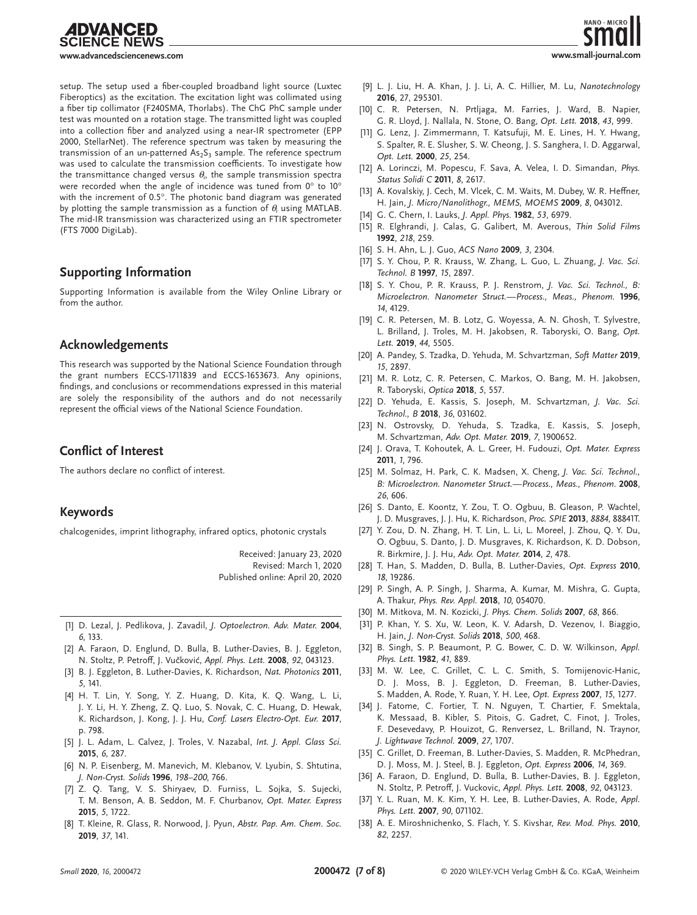setup. The setup used a fiber-coupled broadband light source (Luxtec Fiberoptics) as the excitation. The excitation light was collimated using a fiber tip collimator (F240SMA, Thorlabs). The ChG PhC sample under test was mounted on a rotation stage. The transmitted light was coupled into a collection fiber and analyzed using a near-IR spectrometer (EPP 2000, StellarNet). The reference spectrum was taken by measuring the transmission of an un-patterned $As_2S_3$ sample. The reference spectrum was used to calculate the transmission coefficients. To investigate how the transmittance changed versus $\theta_i$, the sample transmission spectra were recorded when the angle of incidence was tuned from 0° to 10° with the increment of 0.5°. The photonic band diagram was generated by plotting the sample transmission as a function of $\theta_i$ using MATLAB. The mid-IR transmission was characterized using an FTIR spectrometer (FTS 7000 DigiLab).

## Supporting Information

Supporting Information is available from the Wiley Online Library or from the author.

## Acknowledgements

This research was supported by the National Science Foundation through the grant numbers ECCS-1711839 and ECCS-1653673. Any opinions, findings, and conclusions or recommendations expressed in this material are solely the responsibility of the authors and do not necessarily represent the official views of the National Science Foundation.

## Conflict of Interest

The authors declare no conflict of interest.

## Keywords

chalcogenides, imprint lithography, infrared optics, photonic crystals

Received: January 23, 2020
Revised: March 1, 2020
Published online: April 20, 2020

[1] D. Lezal, J. Pedlikova, J. Zavadil, *J. Optoelectron. Adv. Mater.* **2004**, *6*, 133.
[2] A. Faraon, D. Englund, D. Bulla, B. Luther-Davies, B. J. Eggleton, N. Stoltz, P. Petroff, J. Vučković, *Appl. Phys. Lett.* **2008**, *92*, 043123.
[3] B. J. Eggleton, B. Luther-Davies, K. Richardson, *Nat. Photonics* **2011**, *5*, 141.
[4] H. T. Lin, Y. Song, Y. Z. Huang, D. Kita, K. Q. Wang, L. Li, J. Y. Li, H. Y. Zheng, Z. Q. Luo, S. Novak, C. C. Huang, D. Hewak, K. Richardson, J. Kong, J. J. Hu, *Conf. Lasers Electro-Opt. Eur.* **2017**, p. 798.
[5] J. L. Adam, L. Calvez, J. Troles, V. Nazabal, *Int. J. Appl. Glass Sci.* **2015**, *6*, 287.
[6] N. P. Eisenberg, M. Manevich, M. Klebanov, V. Lyubin, S. Shtutina, *J. Non-Cryst. Solids* **1996**, *198–200*, 766.
[7] Z. Q. Tang, V. S. Shiryaev, D. Furniss, L. Sojka, S. Sujecki, T. M. Benson, A. B. Seddon, M. F. Churbanov, *Opt. Mater. Express* **2015**, *5*, 1722.
[8] T. Kleine, R. Glass, R. Norwood, J. Pyun, *Abstr. Pap. Am. Chem. Soc.* **2019**, *37*, 141.
[9] L. J. Liu, H. A. Khan, J. J. Li, A. C. Hillier, M. Lu, *Nanotechnology* **2016**, *27*, 295301.
[10] C. R. Petersen, N. Prtljaga, M. Farries, J. Ward, B. Napier, G. R. Lloyd, J. Nallala, N. Stone, O. Bang, *Opt. Lett.* **2018**, *43*, 999.
[11] G. Lenz, J. Zimmermann, T. Katsufuji, M. E. Lines, H. Y. Hwang, S. Spalter, R. E. Slusher, S. W. Cheong, J. S. Sanghera, I. D. Aggarwal, *Opt. Lett.* **2000**, *25*, 254.
[12] A. Lorinczi, M. Popescu, F. Sava, A. Velea, I. D. Simandan, *Phys. Status Solidi C* **2011**, *8*, 2617.
[13] A. Kovalskiy, J. Cech, M. Vlcek, C. M. Waits, M. Dubey, W. R. Heffner, H. Jain, *J. Micro/Nanolithogr., MEMS, MOEMS* **2009**, *8*, 043012.
[14] G. C. Chern, I. Lauks, *J. Appl. Phys.* **1982**, *53*, 6979.
[15] R. Elghrandi, J. Calas, G. Galibert, M. Averous, *Thin Solid Films* **1992**, *218*, 259.
[16] S. H. Ahn, L. J. Guo, *ACS Nano* **2009**, *3*, 2304.
[17] S. Y. Chou, P. R. Krauss, W. Zhang, L. Guo, L. Zhuang, *J. Vac. Sci. Technol. B* **1997**, *15*, 2897.
[18] S. Y. Chou, P. R. Krauss, P. J. Renstrom, *J. Vac. Sci. Technol., B: Microelectron. Nanometer Struct.—Process., Meas., Phenom.* **1996**, *14*, 4129.
[19] C. R. Petersen, M. B. Lotz, G. Woyessa, A. N. Ghosh, T. Sylvestre, L. Brilland, J. Troles, M. H. Jakobsen, R. Taboryski, O. Bang, *Opt. Lett.* **2019**, *44*, 5505.
[20] A. Pandey, S. Tzadka, D. Yehuda, M. Schvartzman, *Soft Matter* **2019**, *15*, 2897.
[21] M. R. Lotz, C. R. Petersen, C. Markos, O. Bang, M. H. Jakobsen, R. Taboryski, *Optica* **2018**, *5*, 557.
[22] D. Yehuda, E. Kassis, S. Joseph, M. Schvartzman, *J. Vac. Sci. Technol., B* **2018**, *36*, 031602.
[23] N. Ostrovsky, D. Yehuda, S. Tzadka, E. Kassis, S. Joseph, M. Schvartzman, *Adv. Opt. Mater.* **2019**, *7*, 1900652.
[24] J. Orava, T. Kohoutek, A. L. Greer, H. Fudouzi, *Opt. Mater. Express* **2011**, *1*, 796.
[25] M. Solmaz, H. Park, C. K. Madsen, X. Cheng, *J. Vac. Sci. Technol., B: Microelectron. Nanometer Struct.—Process., Meas., Phenom.* **2008**, *26*, 606.
[26] S. Danto, E. Koontz, Y. Zou, T. O. Ogbuu, B. Gleason, P. Wachtel, J. D. Musgraves, J. J. Hu, K. Richardson, *Proc. SPIE* **2013**, *8884*, 88841T.
[27] Y. Zou, D. N. Zhang, H. T. Lin, L. Li, L. Moreel, J. Zhou, Q. Y. Du, O. Ogbuu, S. Danto, J. D. Musgraves, K. Richardson, K. D. Dobson, R. Birkmire, J. J. Hu, *Adv. Opt. Mater.* **2014**, *2*, 478.
[28] T. Han, S. Madden, D. Bulla, B. Luther-Davies, *Opt. Express* **2010**, *18*, 19286.
[29] P. Singh, A. P. Singh, J. Sharma, A. Kumar, M. Mishra, G. Gupta, A. Thakur, *Phys. Rev. Appl.* **2018**, *10*, 054070.
[30] M. Mitkova, M. N. Kozicki, *J. Phys. Chem. Solids* **2007**, *68*, 866.
[31] P. Khan, Y. S. Xu, W. Leon, K. V. Adarsh, D. Vezenov, I. Biaggio, H. Jain, *J. Non-Cryst. Solids* **2018**, *500*, 468.
[32] B. Singh, S. P. Beaumont, P. G. Bower, C. D. W. Wilkinson, *Appl. Phys. Lett.* **1982**, *41*, 889.
[33] M. W. Lee, C. Grillet, C. L. C. Smith, S. Tomijenovic-Hanic, D. J. Moss, B. J. Eggleton, D. Freeman, B. Luther-Davies, S. Madden, A. Rode, Y. Ruan, Y. H. Lee, *Opt. Express* **2007**, *15*, 1277.
[34] J. Fatome, C. Fortier, T. N. Nguyen, T. Chartier, F. Smektala, K. Messaad, B. Kibler, S. Pitois, G. Gadret, C. Finot, J. Troles, F. Desevedavy, P. Houizot, G. Renversez, L. Brilland, N. Traynor, *J. Lightwave Technol.* **2009**, *27*, 1707.
[35] C. Grillet, D. Freeman, B. Luther-Davies, S. Madden, R. McPhedran, D. J. Moss, M. J. Steel, B. J. Eggleton, *Opt. Express* **2006**, *14*, 369.
[36] A. Faraon, D. Englund, D. Bulla, B. Luther-Davies, B. J. Eggleton, N. Stoltz, P. Petroff, J. Vuckovic, *Appl. Phys. Lett.* **2008**, *92*, 043123.
[37] Y. L. Ruan, M. K. Kim, Y. H. Lee, B. Luther-Davies, A. Rode, *Appl. Phys. Lett.* **2007**, *90*, 071102.
[38] A. E. Miroshnichenko, S. Flach, Y. S. Kivshar, *Rev. Mod. Phys.* **2010**, *82*, 2257.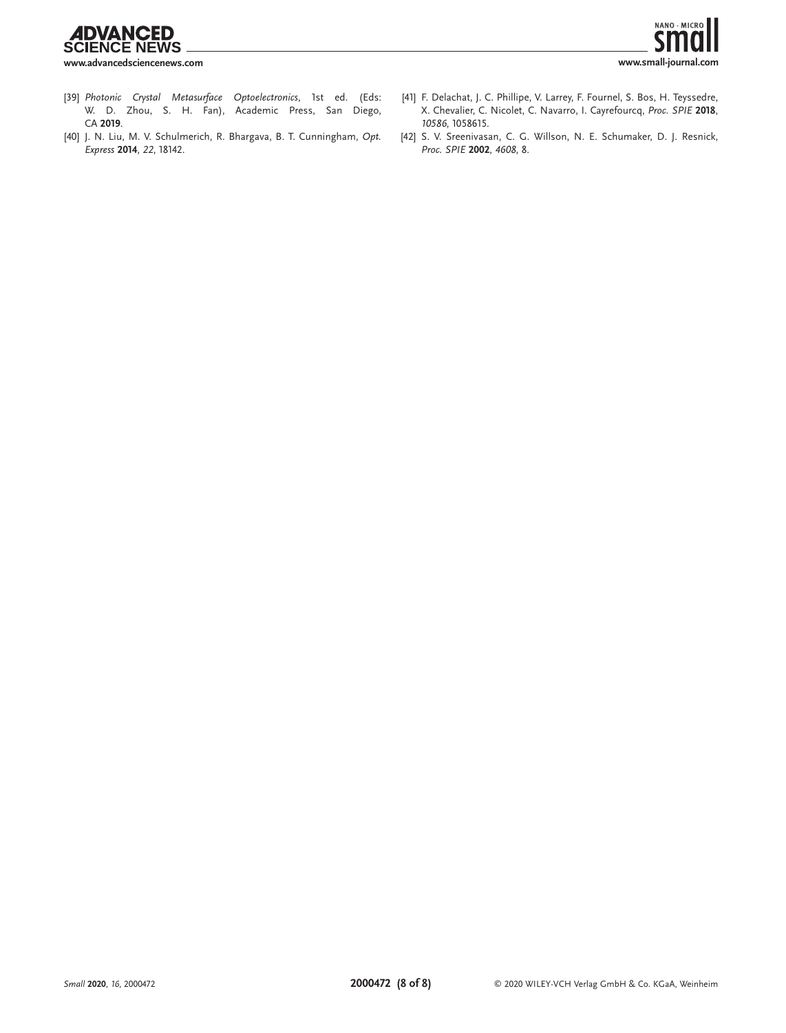[39] *Photonic Crystal Metasurface Optoelectronics*, 1st ed. (Eds: W. D. Zhou, S. H. Fan), Academic Press, San Diego, CA **2019**.

[40] J. N. Liu, M. V. Schulmerich, R. Bhargava, B. T. Cunningham, *Opt. Express* **2014**, *22*, 18142.

[41] F. Delachat, J. C. Phillipe, V. Larrey, F. Fournel, S. Bos, H. Teyssedre, X. Chevalier, C. Nicolet, C. Navarro, I. Cayrefourcq, *Proc. SPIE* **2018**, *10586*, 1058615.

[42] S. V. Sreenivasan, C. G. Willson, N. E. Schumaker, D. J. Resnick, *Proc. SPIE* **2002**, *4608*, 8.